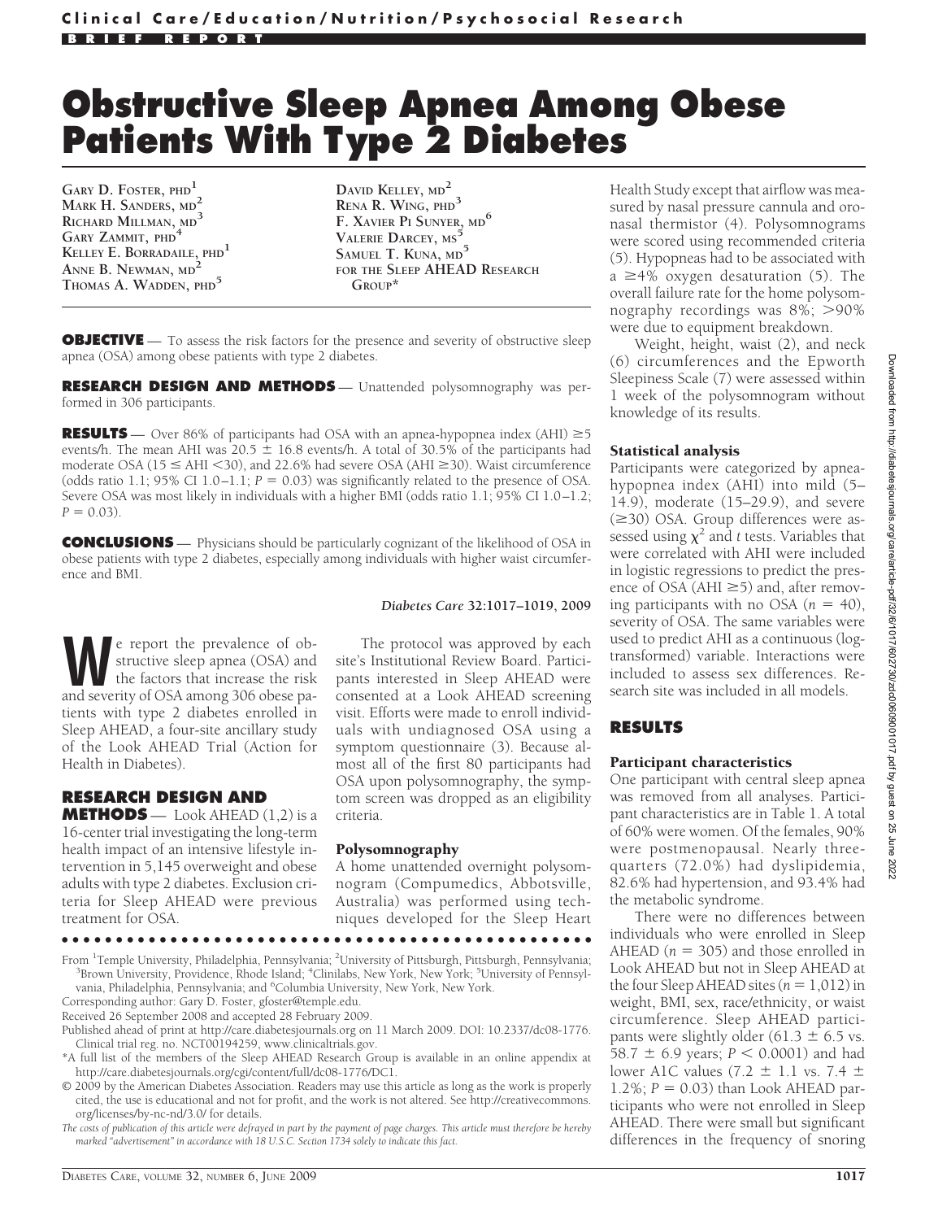# Obstructive Sleep Apnea Among Obese Patients With Type 2 Diabetes

Gary D. Foster, PhD[1]
Mark H. Sanders, MD[2]
Richard Millman, MD[3]
Gary Zammit, PhD[4]
Kelley E. Borradaile, PhD[1]
Anne B. Newman, MD[2]
Thomas A. Wadden, PhD[5]
David Kelley, MD[2]
Rena R. Wing, PhD[3]
F. Xavier Pi Sunyer, MD[6]
Valerie Darcey, MS[5]
Samuel T. Kuna, MD[5]
for the Sleep AHEAD Research Group*

**OBJECTIVE** — To assess the risk factors for the presence and severity of obstructive sleep apnea (OSA) among obese patients with type 2 diabetes.

**RESEARCH DESIGN AND METHODS** — Unattended polysomnography was performed in 306 participants.

**RESULTS** — Over 86% of participants had OSA with an apnea-hypopnea index (AHI) ≥5 events/h. The mean AHI was 20.5 ± 16.8 events/h. A total of 30.5% of the participants had moderate OSA (15 ≤ AHI <30), and 22.6% had severe OSA (AHI ≥30). Waist circumference (odds ratio 1.1; 95% CI 1.0–1.1; $P = 0.03$) was significantly related to the presence of OSA. Severe OSA was most likely in individuals with a higher BMI (odds ratio 1.1; 95% CI 1.0–1.2; $P = 0.03$).

**CONCLUSIONS** — Physicians should be particularly cognizant of the likelihood of OSA in obese patients with type 2 diabetes, especially among individuals with higher waist circumference and BMI.

*Diabetes Care* 32:1017–1019, 2009

We report the prevalence of obstructive sleep apnea (OSA) and the factors that increase the risk and severity of OSA among 306 obese patients with type 2 diabetes enrolled in Sleep AHEAD, a four-site ancillary study of the Look AHEAD Trial (Action for Health in Diabetes).

## RESEARCH DESIGN AND METHODS

Look AHEAD (1,2) is a 16-center trial investigating the long-term health impact of an intensive lifestyle intervention in 5,145 overweight and obese adults with type 2 diabetes. Exclusion criteria for Sleep AHEAD were previous treatment for OSA.

The protocol was approved by each site's Institutional Review Board. Participants interested in Sleep AHEAD were consented at a Look AHEAD screening visit. Efforts were made to enroll individuals with undiagnosed OSA using a symptom questionnaire (3). Because almost all of the first 80 participants had OSA upon polysomnography, the symptom screen was dropped as an eligibility criteria.

### Polysomnography

A home unattended overnight polysomnogram (Compumedics, Abbotsville, Australia) was performed using techniques developed for the Sleep Heart Health Study except that airflow was measured by nasal pressure cannula and oronasal thermistor (4). Polysomnograms were scored using recommended criteria (5). Hypopneas had to be associated with a ≥4% oxygen desaturation (5). The overall failure rate for the home polysomnography recordings was 8%; >90% were due to equipment breakdown.

Weight, height, waist (2), and neck (6) circumferences and the Epworth Sleepiness Scale (7) were assessed within 1 week of the polysomnogram without knowledge of its results.

### Statistical analysis

Participants were categorized by apnea-hypopnea index (AHI) into mild (5–14.9), moderate (15–29.9), and severe (≥30) OSA. Group differences were assessed using $\chi^2$ and $t$ tests. Variables that were correlated with AHI were included in logistic regressions to predict the presence of OSA (AHI ≥5) and, after removing participants with no OSA ($n = 40$), severity of OSA. The same variables were used to predict AHI as a continuous (log-transformed) variable. Interactions were included to assess sex differences. Research site was included in all models.

## RESULTS

### Participant characteristics

One participant with central sleep apnea was removed from all analyses. Participant characteristics are in Table 1. A total of 60% were women. Of the females, 90% were postmenopausal. Nearly three-quarters (72.0%) had dyslipidemia, 82.6% had hypertension, and 93.4% had the metabolic syndrome.

There were no differences between individuals who were enrolled in Sleep AHEAD ($n = 305$) and those enrolled in Look AHEAD but not in Sleep AHEAD at the four Sleep AHEAD sites ($n = 1{,}012$) in weight, BMI, sex, race/ethnicity, or waist circumference. Sleep AHEAD participants were slightly older (61.3 ± 6.5 vs. 58.7 ± 6.9 years; $P < 0.0001$) and had lower A1C values (7.2 ± 1.1 vs. 7.4 ± 1.2%; $P = 0.03$) than Look AHEAD participants who were not enrolled in Sleep AHEAD. There were small but significant differences in the frequency of snoring

From [1]Temple University, Philadelphia, Pennsylvania; [2]University of Pittsburgh, Pittsburgh, Pennsylvania; [3]Brown University, Providence, Rhode Island; [4]Clinilabs, New York, New York; [5]University of Pennsylvania, Philadelphia, Pennsylvania; and [6]Columbia University, New York, New York.

Corresponding author: Gary D. Foster, gfoster@temple.edu.

Received 26 September 2008 and accepted 28 February 2009.

Published ahead of print at http://care.diabetesjournals.org on 11 March 2009. DOI: 10.2337/dc08-1776. Clinical trial reg. no. NCT00194259, www.clinicaltrials.gov.

*A full list of the members of the Sleep AHEAD Research Group is available in an online appendix at http://care.diabetesjournals.org/cgi/content/full/dc08-1776/DC1.

© 2009 by the American Diabetes Association. Readers may use this article as long as the work is properly cited, the use is educational and not for profit, and the work is not altered. See http://creativecommons.org/licenses/by-nc-nd/3.0/ for details.

*The costs of publication of this article were defrayed in part by the payment of page charges. This article must therefore be hereby marked "advertisement" in accordance with 18 U.S.C. Section 1734 solely to indicate this fact.*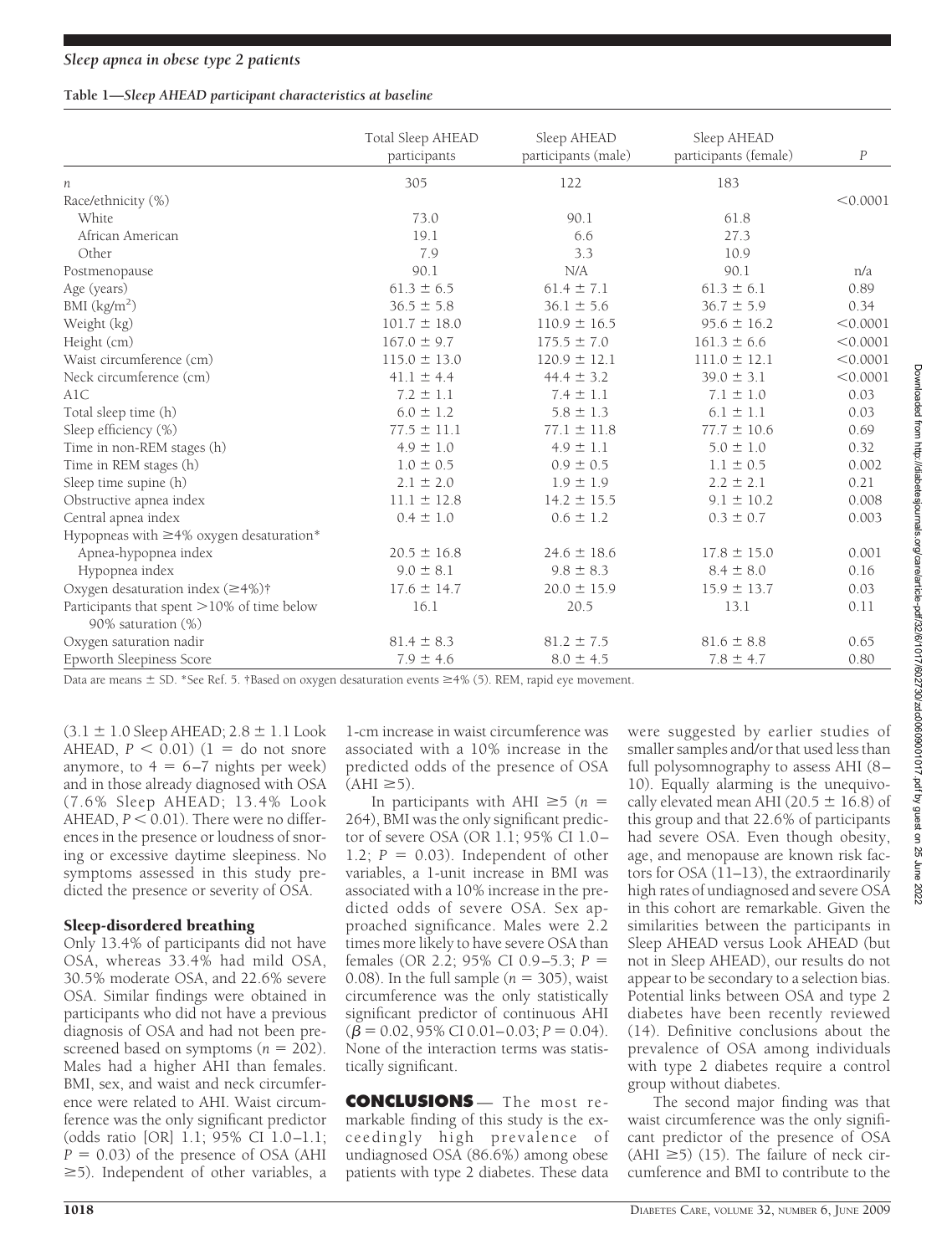**Table 1—Sleep AHEAD participant characteristics at baseline**

| | Total Sleep AHEAD participants | Sleep AHEAD participants (male) | Sleep AHEAD participants (female) | $P$ |
|---|---|---|---|---|
| $n$ | 305 | 122 | 183 | |
| Race/ethnicity (%) | | | | <0.0001 |
| White | 73.0 | 90.1 | 61.8 | |
| African American | 19.1 | 6.6 | 27.3 | |
| Other | 7.9 | 3.3 | 10.9 | |
| Postmenopause | 90.1 | N/A | 90.1 | n/a |
| Age (years) | 61.3 ± 6.5 | 61.4 ± 7.1 | 61.3 ± 6.1 | 0.89 |
| BMI (kg/m$^2$) | 36.5 ± 5.8 | 36.1 ± 5.6 | 36.7 ± 5.9 | 0.34 |
| Weight (kg) | 101.7 ± 18.0 | 110.9 ± 16.5 | 95.6 ± 16.2 | <0.0001 |
| Height (cm) | 167.0 ± 9.7 | 175.5 ± 7.0 | 161.3 ± 6.6 | <0.0001 |
| Waist circumference (cm) | 115.0 ± 13.0 | 120.9 ± 12.1 | 111.0 ± 12.1 | <0.0001 |
| Neck circumference (cm) | 41.1 ± 4.4 | 44.4 ± 3.2 | 39.0 ± 3.1 | <0.0001 |
| A1C | 7.2 ± 1.1 | 7.4 ± 1.1 | 7.1 ± 1.0 | 0.03 |
| Total sleep time (h) | 6.0 ± 1.2 | 5.8 ± 1.3 | 6.1 ± 1.1 | 0.03 |
| Sleep efficiency (%) | 77.5 ± 11.1 | 77.1 ± 11.8 | 77.7 ± 10.6 | 0.69 |
| Time in non-REM stages (h) | 4.9 ± 1.0 | 4.9 ± 1.1 | 5.0 ± 1.0 | 0.32 |
| Time in REM stages (h) | 1.0 ± 0.5 | 0.9 ± 0.5 | 1.1 ± 0.5 | 0.002 |
| Sleep time supine (h) | 2.1 ± 2.0 | 1.9 ± 1.9 | 2.2 ± 2.1 | 0.21 |
| Obstructive apnea index | 11.1 ± 12.8 | 14.2 ± 15.5 | 9.1 ± 10.2 | 0.008 |
| Central apnea index | 0.4 ± 1.0 | 0.6 ± 1.2 | 0.3 ± 0.7 | 0.003 |
| Hypopneas with ≥4% oxygen desaturation* | | | | |
| Apnea-hypopnea index | 20.5 ± 16.8 | 24.6 ± 18.6 | 17.8 ± 15.0 | 0.001 |
| Hypopnea index | 9.0 ± 8.1 | 9.8 ± 8.3 | 8.4 ± 8.0 | 0.16 |
| Oxygen desaturation index (≥4%)† | 17.6 ± 14.7 | 20.0 ± 15.9 | 15.9 ± 13.7 | 0.03 |
| Participants that spent >10% of time below 90% saturation (%) | 16.1 | 20.5 | 13.1 | 0.11 |
| Oxygen saturation nadir | 81.4 ± 8.3 | 81.2 ± 7.5 | 81.6 ± 8.8 | 0.65 |
| Epworth Sleepiness Score | 7.9 ± 4.6 | 8.0 ± 4.5 | 7.8 ± 4.7 | 0.80 |

Data are means ± SD. *See Ref. 5. †Based on oxygen desaturation events ≥4% (5). REM, rapid eye movement.

(3.1 ± 1.0 Sleep AHEAD; 2.8 ± 1.1 Look AHEAD, $P < 0.01$) (1 = do not snore anymore, to 4 = 6–7 nights per week) and in those already diagnosed with OSA (7.6% Sleep AHEAD; 13.4% Look AHEAD, $P < 0.01$). There were no differences in the presence or loudness of snoring or excessive daytime sleepiness. No symptoms assessed in this study predicted the presence or severity of OSA.

## Sleep-disordered breathing

Only 13.4% of participants did not have OSA, whereas 33.4% had mild OSA, 30.5% moderate OSA, and 22.6% severe OSA. Similar findings were obtained in participants who did not have a previous diagnosis of OSA and had not been prescreened based on symptoms ($n = 202$). Males had a higher AHI than females. BMI, sex, and waist and neck circumference were related to AHI. Waist circumference was the only significant predictor (odds ratio [OR] 1.1; 95% CI 1.0–1.1; $P = 0.03$) of the presence of OSA (AHI ≥5). Independent of other variables, a 1-cm increase in waist circumference was associated with a 10% increase in the predicted odds of the presence of OSA (AHI ≥5).

In participants with AHI ≥5 ($n = 264$), BMI was the only significant predictor of severe OSA (OR 1.1; 95% CI 1.0–1.2; $P = 0.03$). Independent of other variables, a 1-unit increase in BMI was associated with a 10% increase in the predicted odds of severe OSA. Sex approached significance. Males were 2.2 times more likely to have severe OSA than females (OR 2.2; 95% CI 0.9–5.3; $P = 0.08$). In the full sample ($n = 305$), waist circumference was the only statistically significant predictor of continuous AHI ($\beta = 0.02$, 95% CI 0.01–0.03; $P = 0.04$). None of the interaction terms was statistically significant.

## CONCLUSIONS

The most remarkable finding of this study is the exceedingly high prevalence of undiagnosed OSA (86.6%) among obese patients with type 2 diabetes. These data were suggested by earlier studies of smaller samples and/or that used less than full polysomnography to assess AHI (8–10). Equally alarming is the unequivocally elevated mean AHI (20.5 ± 16.8) of this group and that 22.6% of participants had severe OSA. Even though obesity, age, and menopause are known risk factors for OSA (11–13), the extraordinarily high rates of undiagnosed and severe OSA in this cohort are remarkable. Given the similarities between the participants in Sleep AHEAD versus Look AHEAD (but not in Sleep AHEAD), our results do not appear to be secondary to a selection bias. Potential links between OSA and type 2 diabetes have been recently reviewed (14). Definitive conclusions about the prevalence of OSA among individuals with type 2 diabetes require a control group without diabetes.

The second major finding was that waist circumference was the only significant predictor of the presence of OSA (AHI ≥5) (15). The failure of neck circumference and BMI to contribute to the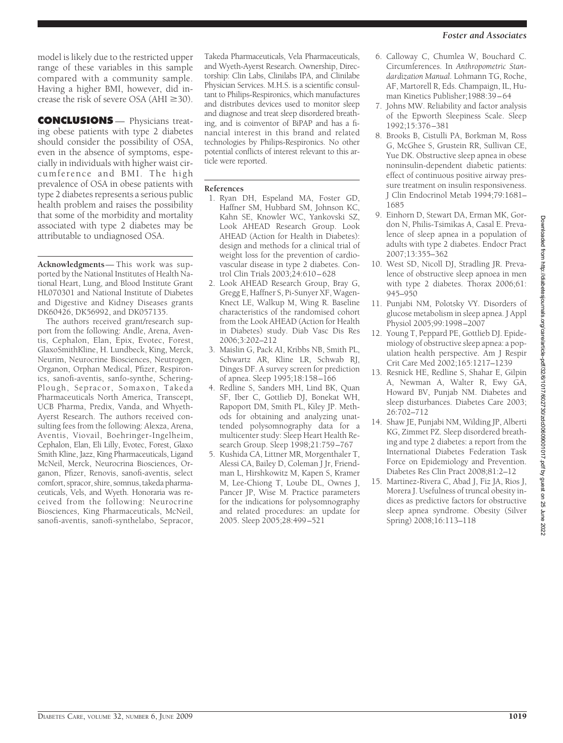model is likely due to the restricted upper range of these variables in this sample compared with a community sample. Having a higher BMI, however, did increase the risk of severe OSA (AHI ≥30).

## CONCLUSIONS

Physicians treating obese patients with type 2 diabetes should consider the possibility of OSA, even in the absence of symptoms, especially in individuals with higher waist circumference and BMI. The high prevalence of OSA in obese patients with type 2 diabetes represents a serious public health problem and raises the possibility that some of the morbidity and mortality associated with type 2 diabetes may be attributable to undiagnosed OSA.

**Acknowledgments**— This work was supported by the National Institutes of Health National Heart, Lung, and Blood Institute Grant HL070301 and National Institute of Diabetes and Digestive and Kidney Diseases grants DK60426, DK56992, and DK057135.

The authors received grant/research support from the following: Andle, Arena, Aventis, Cephalon, Elan, Epix, Evotec, Forest, GlaxoSmithKline, H. Lundbeck, King, Merck, Neurim, Neurocrine Biosciences, Neutrogen, Organon, Orphan Medical, Pfizer, Respironics, sanofi-aventis, sanfo-synthe, Schering-Plough, Sepracor, Somaxon, Takeda Pharmaceuticals North America, Transcept, UCB Pharma, Predix, Vanda, and Whyeth-Ayerst Research. The authors received consulting fees from the following: Alexza, Arena, Aventis, Viovail, Boehringer-Ingelheim, Cephalon, Elan, Eli Lilly, Evotec, Forest, Glaxo Smith Kline, Jazz, King Pharmaceuticals, Ligand McNeil, Merck, Neurocrina Biosciences, Organon, Pfizer, Renovis, sanofi-aventis, select comfort, spracor, shire, somnus, takeda pharmaceuticals, Vels, and Wyeth. Honoraria was received from the following: Neurocrine Biosciences, King Pharmaceuticals, McNeil, sanofi-aventis, sanofi-synthelabo, Sepracor, Takeda Pharmaceuticals, Vela Pharmaceuticals, and Wyeth-Ayerst Research. Ownership, Directorship: Clin Labs, Clinilabs IPA, and Clinilabe Physician Services. M.H.S. is a scientific consultant to Philips-Respironics, which manufactures and distributes devices used to monitor sleep and diagnose and treat sleep disordered breathing, and is coinventor of BiPAP and has a financial interest in this brand and related technologies by Philips-Respironics. No other potential conflicts of interest relevant to this article were reported.

## References

1. Ryan DH, Espeland MA, Foster GD, Haffner SM, Hubbard SM, Johnson KC, Kahn SE, Knowler WC, Yankovski SZ, Look AHEAD Research Group. Look AHEAD (Action for Health in Diabetes): design and methods for a clinical trial of weight loss for the prevention of cardiovascular disease in type 2 diabetes. Control Clin Trials 2003;24:610–628
2. Look AHEAD Research Group, Bray G, Gregg E, Haffner S, Pi-Sunyer XF, Wagen-Knect LE, Walkup M, Wing R. Baseline characteristics of the randomised cohort from the Look AHEAD (Action for Health in Diabetes) study. Diab Vasc Dis Res 2006;3:202–212
3. Maislin G, Pack AI, Kribbs NB, Smith PL, Schwartz AR, Kline LR, Schwab RJ, Dinges DF. A survey screen for prediction of apnea. Sleep 1995;18:158–166
4. Redline S, Sanders MH, Lind BK, Quan SF, Iber C, Gottlieb DJ, Bonekat WH, Rapoport DM, Smith PL, Kiley JP. Methods for obtaining and analyzing unattended polysomnography data for a multicenter study: Sleep Heart Health Research Group. Sleep 1998;21:759–767
5. Kushida CA, Littner MR, Morgenthaler T, Alessi CA, Bailey D, Coleman J Jr, Friendman L, Hirshkowitz M, Kapen S, Kramer M, Lee-Chiong T, Loube DL, Ownes J, Pancer JP, Wise M. Practice parameters for the indications for polysomnography and related procedures: an update for 2005. Sleep 2005;28:499–521
6. Calloway C, Chumlea W, Bouchard C. Circumferences. In *Anthropometric Standardization Manual*. Lohmann TG, Roche, AF, Martorell R, Eds. Champaign, IL, Human Kinetics Publisher;1988:39–64
7. Johns MW. Reliability and factor analysis of the Epworth Sleepiness Scale. Sleep 1992;15:376–381
8. Brooks B, Cistulli PA, Borkman M, Ross G, McGhee S, Grustein RR, Sullivan CE, Yue DK. Obstructive sleep apnea in obese noninsulin-dependent diabetic patients: effect of continuous positive airway pressure treatment on insulin responsiveness. J Clin Endocrinol Metab 1994;79:1681–1685
9. Einhorn D, Stewart DA, Erman MK, Gordon N, Philis-Tsimikas A, Casal E. Prevalence of sleep apnea in a population of adults with type 2 diabetes. Endocr Pract 2007;13:355–362
10. West SD, Nicoll DJ, Stradling JR. Prevalence of obstructive sleep apnoea in men with type 2 diabetes. Thorax 2006;61:945–950
11. Punjabi NM, Polotsky VY. Disorders of glucose metabolism in sleep apnea. J Appl Physiol 2005;99:1998–2007
12. Young T, Peppard PE, Gottlieb DJ. Epidemiology of obstructive sleep apnea: a population health perspective. Am J Respir Crit Care Med 2002;165:1217–1239
13. Resnick HE, Redline S, Shahar E, Gilpin A, Newman A, Walter R, Ewy GA, Howard BV, Punjab NM. Diabetes and sleep disturbances. Diabetes Care 2003;26:702–712
14. Shaw JE, Punjabi NM, Wilding JP, Alberti KG, Zimmet PZ. Sleep disordered breathing and type 2 diabetes: a report from the International Diabetes Federation Task Force on Epidemiology and Prevention. Diabetes Res Clin Pract 2008;81:2–12
15. Martinez-Rivera C, Abad J, Fiz JA, Rios J, Morera J. Usefulness of truncal obesity indices as predictive factors for obstructive sleep apnea syndrome. Obesity (Silver Spring) 2008;16:113–118